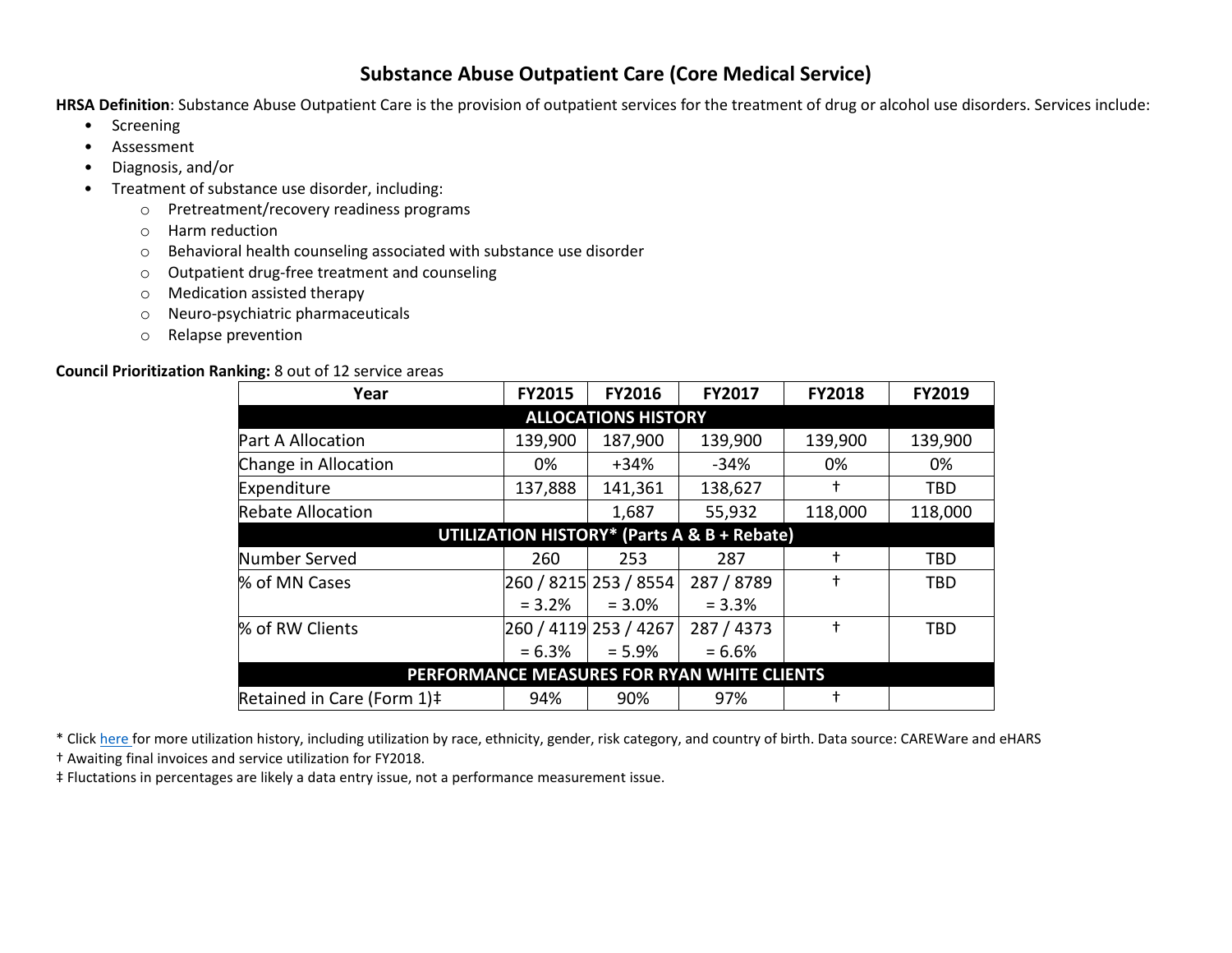# Substance Abuse Outpatient Care (Core Medical Service)

**HRSA Definition**: Substance Abuse Outpatient Care is the provision of outpatient services for the treatment of drug or alcohol use disorders. Services include:

- Screening
- Assessment
- Diagnosis, and/or
- Treatment of substance use disorder, including:
  - Pretreatment/recovery readiness programs
  - Harm reduction
  - Behavioral health counseling associated with substance use disorder
  - Outpatient drug-free treatment and counseling
  - Medication assisted therapy
  - Neuro-psychiatric pharmaceuticals
  - Relapse prevention

**Council Prioritization Ranking:** 8 out of 12 service areas

| Year | FY2015 | FY2016 | FY2017 | FY2018 | FY2019 |
|---|---|---|---|---|---|
| **ALLOCATIONS HISTORY** | | | | | |
| Part A Allocation | 139,900 | 187,900 | 139,900 | 139,900 | 139,900 |
| Change in Allocation | 0% | +34% | -34% | 0% | 0% |
| Expenditure | 137,888 | 141,361 | 138,627 | † | TBD |
| Rebate Allocation | | 1,687 | 55,932 | 118,000 | 118,000 |
| **UTILIZATION HISTORY* (Parts A & B + Rebate)** | | | | | |
| Number Served | 260 | 253 | 287 | † | TBD |
| % of MN Cases | 260 / 8215 = 3.2% | 253 / 8554 = 3.0% | 287 / 8789 = 3.3% | † | TBD |
| % of RW Clients | 260 / 4119 = 6.3% | 253 / 4267 = 5.9% | 287 / 4373 = 6.6% | † | TBD |
| **PERFORMANCE MEASURES FOR RYAN WHITE CLIENTS** | | | | | |
| Retained in Care (Form 1)‡ | 94% | 90% | 97% | † | |

\* Click here for more utilization history, including utilization by race, ethnicity, gender, risk category, and country of birth. Data source: CAREWare and eHARS

† Awaiting final invoices and service utilization for FY2018.

‡ Fluctations in percentages are likely a data entry issue, not a performance measurement issue.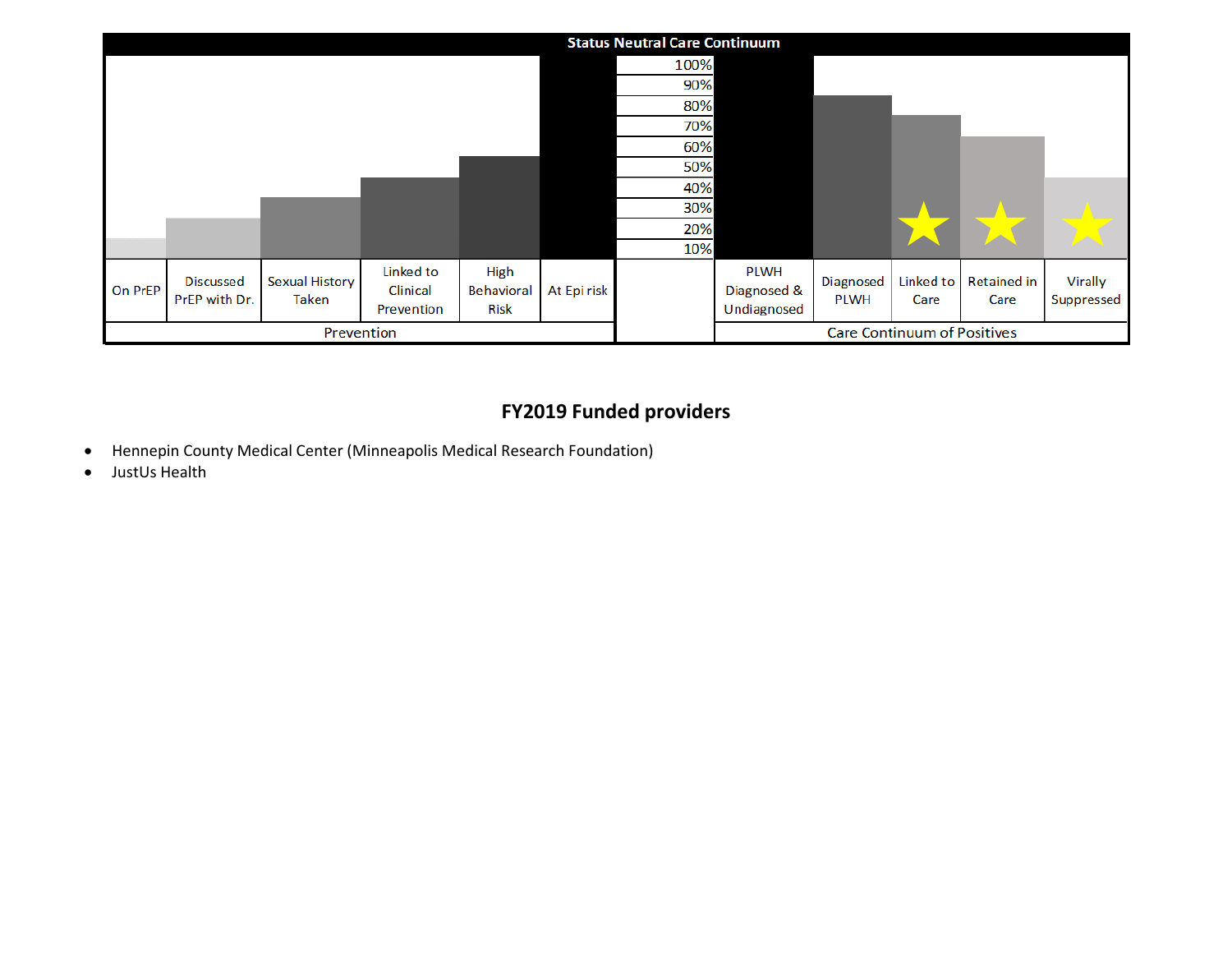Status Neutral Care Continuum

100%
90%
80%
70%
60%
50%
40%
30%
20%
10%

On PrEP
Discussed PrEP with Dr.
Sexual History Taken
Linked to Clinical Prevention
High Behavioral Risk
At Epi risk

PLWH Diagnosed & Undiagnosed
Diagnosed PLWH
Linked to Care
Retained in Care
Virally Suppressed

Prevention

Care Continuum of Positives

## FY2019 Funded providers

- Hennepin County Medical Center (Minneapolis Medical Research Foundation)
- JustUs Health